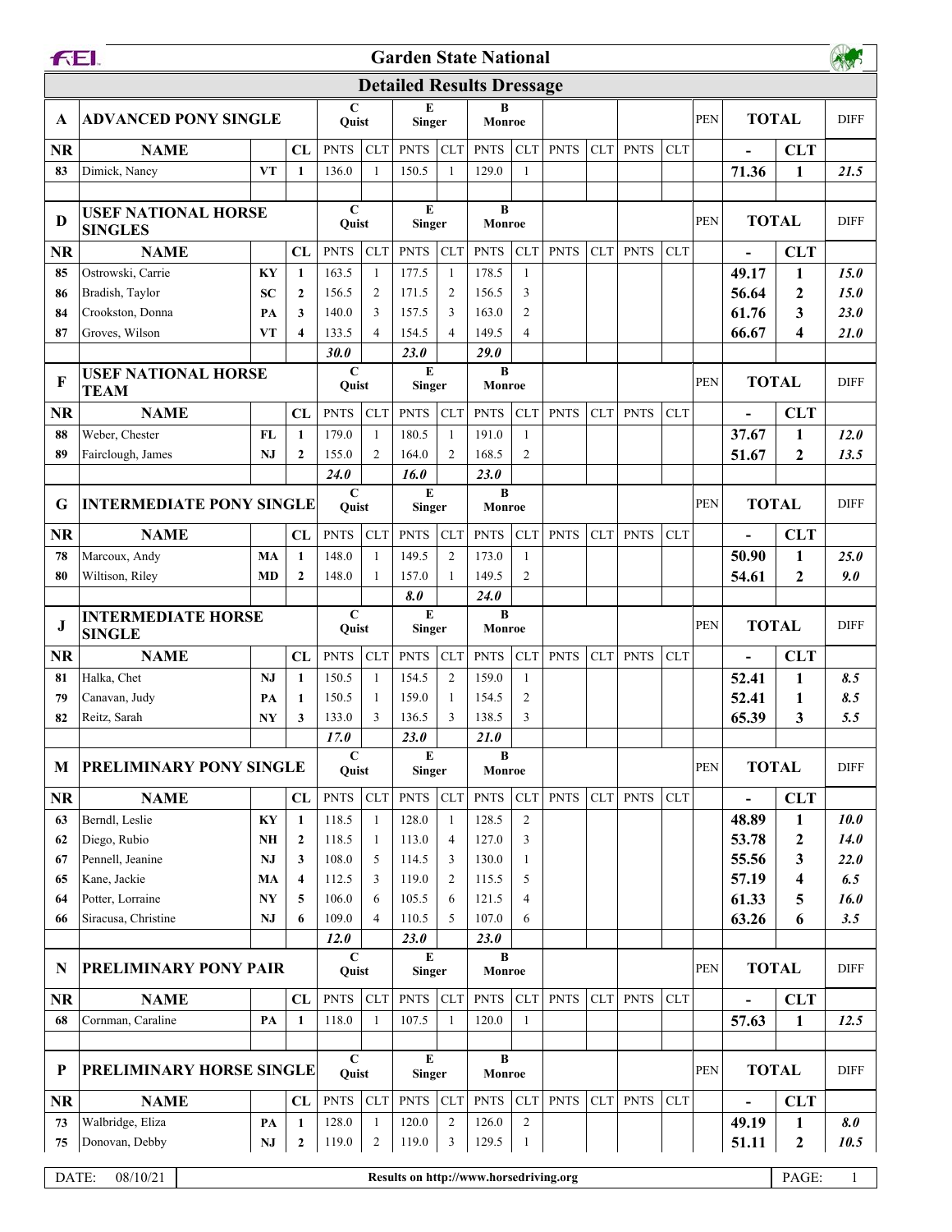# Garden State National

## Detailed Results Dressage

| | | | | C Quist | | E Singer | | B Monroe | | | | | | PEN | TOTAL | | DIFF |
|---|---|---|---|---|---|---|---|---|---|---|---|---|---|---|---|---|---|
| **A** | **ADVANCED PONY SINGLE** | | | | | | | | | | | | | | | | |
| **NR** | **NAME** | | **CL** | PNTS | CLT | PNTS | CLT | PNTS | CLT | PNTS | CLT | PNTS | CLT | | **-** | **CLT** | |
| 83 | Dimick, Nancy | **VT** | **1** | 136.0 | 1 | 150.5 | 1 | 129.0 | 1 | | | | | | **71.36** | **1** | ***21.5*** |
| | | | | | | | | | | | | | | | | | |
| **D** | **USEF NATIONAL HORSE SINGLES** | | | C Quist | | E Singer | | B Monroe | | | | | | PEN | TOTAL | | DIFF |
| **NR** | **NAME** | | **CL** | PNTS | CLT | PNTS | CLT | PNTS | CLT | PNTS | CLT | PNTS | CLT | | **-** | **CLT** | |
| 85 | Ostrowski, Carrie | **KY** | **1** | 163.5 | 1 | 177.5 | 1 | 178.5 | 1 | | | | | | **49.17** | **1** | ***15.0*** |
| 86 | Bradish, Taylor | **SC** | **2** | 156.5 | 2 | 171.5 | 2 | 156.5 | 3 | | | | | | **56.64** | **2** | ***15.0*** |
| 84 | Crookston, Donna | **PA** | **3** | 140.0 | 3 | 157.5 | 3 | 163.0 | 2 | | | | | | **61.76** | **3** | ***23.0*** |
| 87 | Groves, Wilson | **VT** | **4** | 133.5 | 4 | 154.5 | 4 | 149.5 | 4 | | | | | | **66.67** | **4** | ***21.0*** |
| | | | | ***30.0*** | | ***23.0*** | | ***29.0*** | | | | | | | | | |
| **F** | **USEF NATIONAL HORSE TEAM** | | | C Quist | | E Singer | | B Monroe | | | | | | PEN | TOTAL | | DIFF |
| **NR** | **NAME** | | **CL** | PNTS | CLT | PNTS | CLT | PNTS | CLT | PNTS | CLT | PNTS | CLT | | **-** | **CLT** | |
| 88 | Weber, Chester | **FL** | **1** | 179.0 | 1 | 180.5 | 1 | 191.0 | 1 | | | | | | **37.67** | **1** | ***12.0*** |
| 89 | Fairclough, James | **NJ** | **2** | 155.0 | 2 | 164.0 | 2 | 168.5 | 2 | | | | | | **51.67** | **2** | ***13.5*** |
| | | | | ***24.0*** | | ***16.0*** | | ***23.0*** | | | | | | | | | |
| **G** | **INTERMEDIATE PONY SINGLE** | | | C Quist | | E Singer | | B Monroe | | | | | | PEN | TOTAL | | DIFF |
| **NR** | **NAME** | | **CL** | PNTS | CLT | PNTS | CLT | PNTS | CLT | PNTS | CLT | PNTS | CLT | | **-** | **CLT** | |
| 78 | Marcoux, Andy | **MA** | **1** | 148.0 | 1 | 149.5 | 2 | 173.0 | 1 | | | | | | **50.90** | **1** | ***25.0*** |
| 80 | Wiltison, Riley | **MD** | **2** | 148.0 | 1 | 157.0 | 1 | 149.5 | 2 | | | | | | **54.61** | **2** | ***9.0*** |
| | | | | | | ***8.0*** | | ***24.0*** | | | | | | | | | |
| **J** | **INTERMEDIATE HORSE SINGLE** | | | C Quist | | E Singer | | B Monroe | | | | | | PEN | TOTAL | | DIFF |
| **NR** | **NAME** | | **CL** | PNTS | CLT | PNTS | CLT | PNTS | CLT | PNTS | CLT | PNTS | CLT | | **-** | **CLT** | |
| 81 | Halka, Chet | **NJ** | **1** | 150.5 | 1 | 154.5 | 2 | 159.0 | 1 | | | | | | **52.41** | **1** | ***8.5*** |
| 79 | Canavan, Judy | **PA** | **1** | 150.5 | 1 | 159.0 | 1 | 154.5 | 2 | | | | | | **52.41** | **1** | ***8.5*** |
| 82 | Reitz, Sarah | **NY** | **3** | 133.0 | 3 | 136.5 | 3 | 138.5 | 3 | | | | | | **65.39** | **3** | ***5.5*** |
| | | | | ***17.0*** | | ***23.0*** | | ***21.0*** | | | | | | | | | |
| **M** | **PRELIMINARY PONY SINGLE** | | | C Quist | | E Singer | | B Monroe | | | | | | PEN | TOTAL | | DIFF |
| **NR** | **NAME** | | **CL** | PNTS | CLT | PNTS | CLT | PNTS | CLT | PNTS | CLT | PNTS | CLT | | **-** | **CLT** | |
| 63 | Berndl, Leslie | **KY** | **1** | 118.5 | 1 | 128.0 | 1 | 128.5 | 2 | | | | | | **48.89** | **1** | ***10.0*** |
| 62 | Diego, Rubio | **NH** | **2** | 118.5 | 1 | 113.0 | 4 | 127.0 | 3 | | | | | | **53.78** | **2** | ***14.0*** |
| 67 | Pennell, Jeanine | **NJ** | **3** | 108.0 | 5 | 114.5 | 3 | 130.0 | 1 | | | | | | **55.56** | **3** | ***22.0*** |
| 65 | Kane, Jackie | **MA** | **4** | 112.5 | 3 | 119.0 | 2 | 115.5 | 5 | | | | | | **57.19** | **4** | ***6.5*** |
| 64 | Potter, Lorraine | **NY** | **5** | 106.0 | 6 | 105.5 | 6 | 121.5 | 4 | | | | | | **61.33** | **5** | ***16.0*** |
| 66 | Siracusa, Christine | **NJ** | **6** | 109.0 | 4 | 110.5 | 5 | 107.0 | 6 | | | | | | **63.26** | **6** | ***3.5*** |
| | | | | ***12.0*** | | ***23.0*** | | ***23.0*** | | | | | | | | | |
| **N** | **PRELIMINARY PONY PAIR** | | | C Quist | | E Singer | | B Monroe | | | | | | PEN | TOTAL | | DIFF |
| **NR** | **NAME** | | **CL** | PNTS | CLT | PNTS | CLT | PNTS | CLT | PNTS | CLT | PNTS | CLT | | **-** | **CLT** | |
| 68 | Cornman, Caraline | **PA** | **1** | 118.0 | 1 | 107.5 | 1 | 120.0 | 1 | | | | | | **57.63** | **1** | ***12.5*** |
| | | | | | | | | | | | | | | | | | |
| **P** | **PRELIMINARY HORSE SINGLE** | | | C Quist | | E Singer | | B Monroe | | | | | | PEN | TOTAL | | DIFF |
| **NR** | **NAME** | | **CL** | PNTS | CLT | PNTS | CLT | PNTS | CLT | PNTS | CLT | PNTS | CLT | | **-** | **CLT** | |
| 73 | Walbridge, Eliza | **PA** | **1** | 128.0 | 1 | 120.0 | 2 | 126.0 | 2 | | | | | | **49.19** | **1** | ***8.0*** |
| 75 | Donovan, Debby | **NJ** | **2** | 119.0 | 2 | 119.0 | 3 | 129.5 | 1 | | | | | | **51.11** | **2** | ***10.5*** |

DATE: 08/10/21 — Results on http://www.horsedriving.org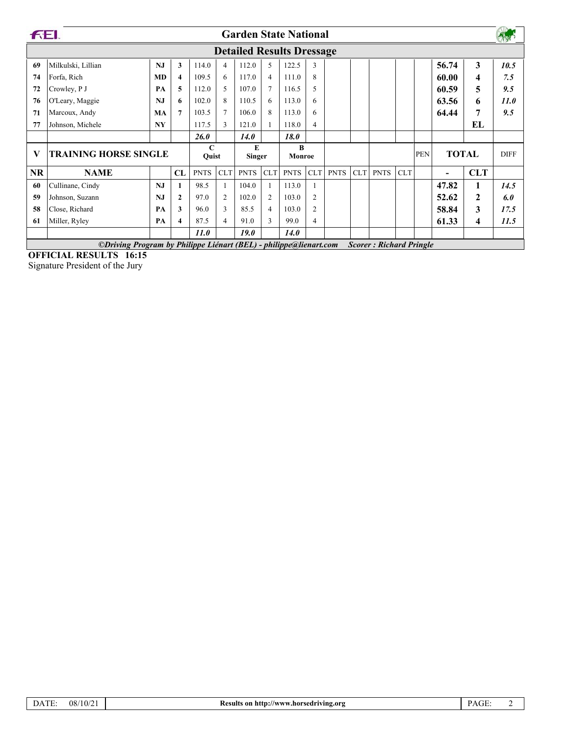# Garden State National

## Detailed Results Dressage

| | | | | | | | | | | | | | | | | | |
|---|---|---|---|---|---|---|---|---|---|---|---|---|---|---|---|---|---|
| 69 | Milkulski, Lillian | NJ | 3 | 114.0 | 4 | 112.0 | 5 | 122.5 | 3 | | | | | | 56.74 | 3 | 10.5 |
| 74 | Forfa, Rich | MD | 4 | 109.5 | 6 | 117.0 | 4 | 111.0 | 8 | | | | | | 60.00 | 4 | 7.5 |
| 72 | Crowley, P J | PA | 5 | 112.0 | 5 | 107.0 | 7 | 116.5 | 5 | | | | | | 60.59 | 5 | 9.5 |
| 76 | O'Leary, Maggie | NJ | 6 | 102.0 | 8 | 110.5 | 6 | 113.0 | 6 | | | | | | 63.56 | 6 | 11.0 |
| 71 | Marcoux, Andy | MA | 7 | 103.5 | 7 | 106.0 | 8 | 113.0 | 6 | | | | | | 64.44 | 7 | 9.5 |
| 77 | Johnson, Michele | NY | | 117.5 | 3 | 121.0 | 1 | 118.0 | 4 | | | | | | | EL | |
| | | | | 26.0 | | 14.0 | | 18.0 | | | | | | | | | |

| V | TRAINING HORSE SINGLE | | | C Quist | | E Singer | | B Monroe | | | | | | PEN | TOTAL | | DIFF |
|---|---|---|---|---|---|---|---|---|---|---|---|---|---|---|---|---|---|
| NR | NAME | | CL | PNTS | CLT | PNTS | CLT | PNTS | CLT | PNTS | CLT | PNTS | CLT | | - | CLT | |
| 60 | Cullinane, Cindy | NJ | 1 | 98.5 | 1 | 104.0 | 1 | 113.0 | 1 | | | | | | 47.82 | 1 | 14.5 |
| 59 | Johnson, Suzann | NJ | 2 | 97.0 | 2 | 102.0 | 2 | 103.0 | 2 | | | | | | 52.62 | 2 | 6.0 |
| 58 | Close, Richard | PA | 3 | 96.0 | 3 | 85.5 | 4 | 103.0 | 2 | | | | | | 58.84 | 3 | 17.5 |
| 61 | Miller, Ryley | PA | 4 | 87.5 | 4 | 91.0 | 3 | 99.0 | 4 | | | | | | 61.33 | 4 | 11.5 |
| | | | | 11.0 | | 19.0 | | 14.0 | | | | | | | | | |

*©Driving Program by Philippe Liénart (BEL) - philippe@lienart.com* *Scorer : Richard Pringle*

**OFFICIAL RESULTS 16:15**

Signature President of the Jury

DATE: 08/10/21 — **Results on http://www.horsedriving.org**